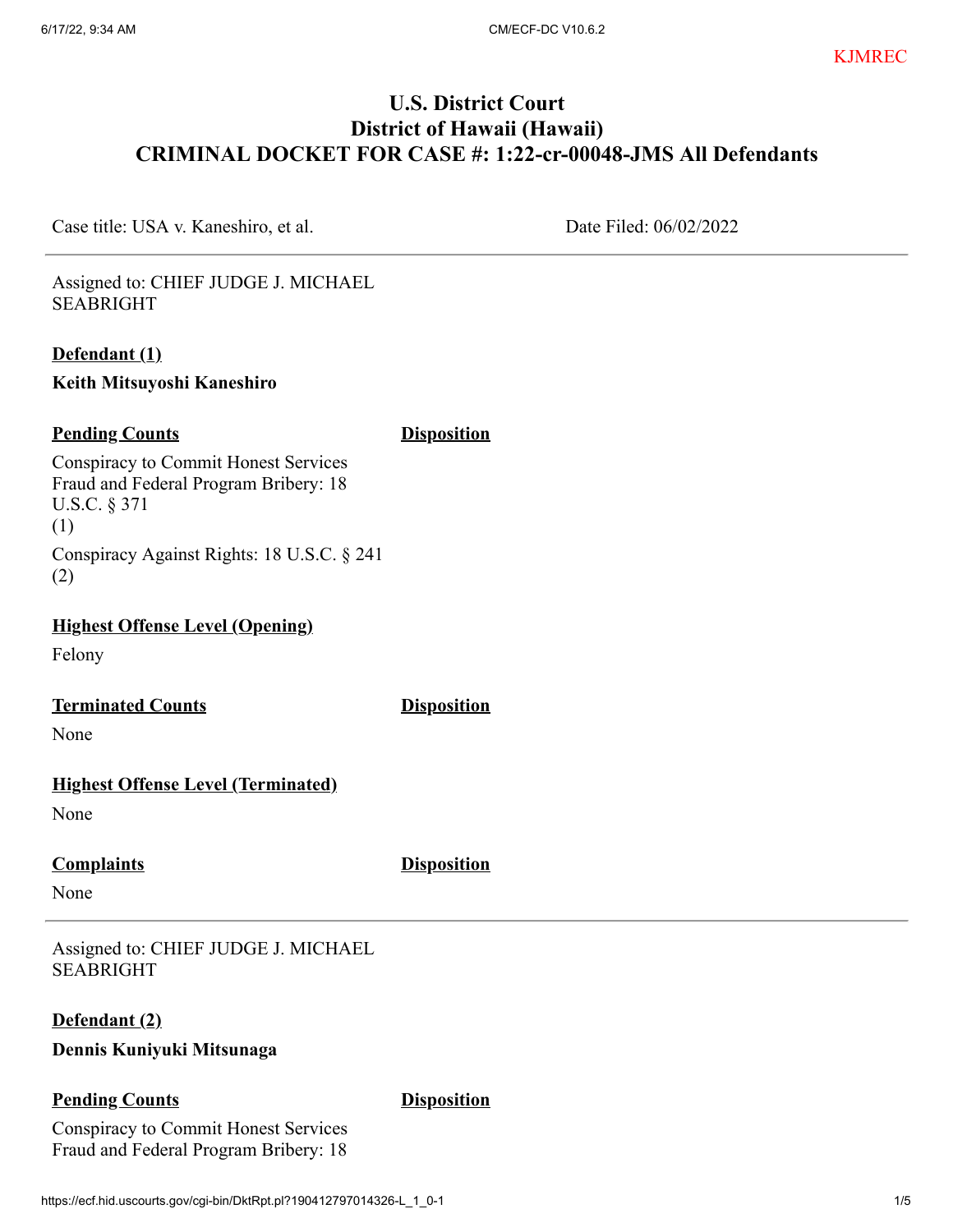KJMREC

# U.S. District Court
# District of Hawaii (Hawaii)
# CRIMINAL DOCKET FOR CASE #: 1:22-cr-00048-JMS All Defendants

Case title: USA v. Kaneshiro, et al.

Date Filed: 06/02/2022

---

Assigned to: CHIEF JUDGE J. MICHAEL SEABRIGHT

**Defendant (1)**

**Keith Mitsuyoshi Kaneshiro**

| Pending Counts | Disposition |
|---|---|
| Conspiracy to Commit Honest Services Fraud and Federal Program Bribery: 18 U.S.C. § 371 (1) | |
| Conspiracy Against Rights: 18 U.S.C. § 241 (2) | |

**Highest Offense Level (Opening)**

Felony

| Terminated Counts | Disposition |
|---|---|
| None | |

**Highest Offense Level (Terminated)**

None

| Complaints | Disposition |
|---|---|
| None | |

---

Assigned to: CHIEF JUDGE J. MICHAEL SEABRIGHT

**Defendant (2)**

**Dennis Kuniyuki Mitsunaga**

| Pending Counts | Disposition |
|---|---|
| Conspiracy to Commit Honest Services Fraud and Federal Program Bribery: 18 | |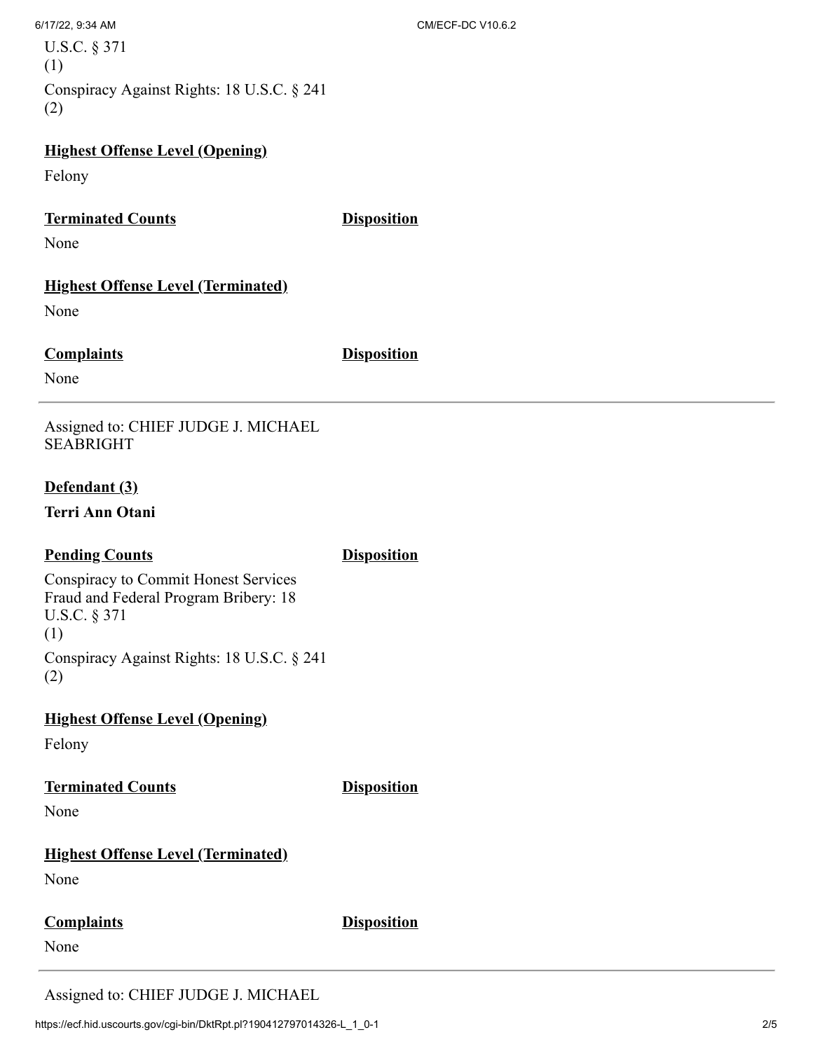U.S.C. § 371
(1)

Conspiracy Against Rights: 18 U.S.C. § 241
(2)

**Highest Offense Level (Opening)**

Felony

| **Terminated Counts** | **Disposition** |
| --- | --- |
| None | |

**Highest Offense Level (Terminated)**

None

| **Complaints** | **Disposition** |
| --- | --- |
| None | |

---

Assigned to: CHIEF JUDGE J. MICHAEL SEABRIGHT

**Defendant (3)**

**Terri Ann Otani**

| **Pending Counts** | **Disposition** |
| --- | --- |
| Conspiracy to Commit Honest Services Fraud and Federal Program Bribery: 18 U.S.C. § 371 (1) | |
| Conspiracy Against Rights: 18 U.S.C. § 241 (2) | |

**Highest Offense Level (Opening)**

Felony

| **Terminated Counts** | **Disposition** |
| --- | --- |
| None | |

**Highest Offense Level (Terminated)**

None

| **Complaints** | **Disposition** |
| --- | --- |
| None | |

---

Assigned to: CHIEF JUDGE J. MICHAEL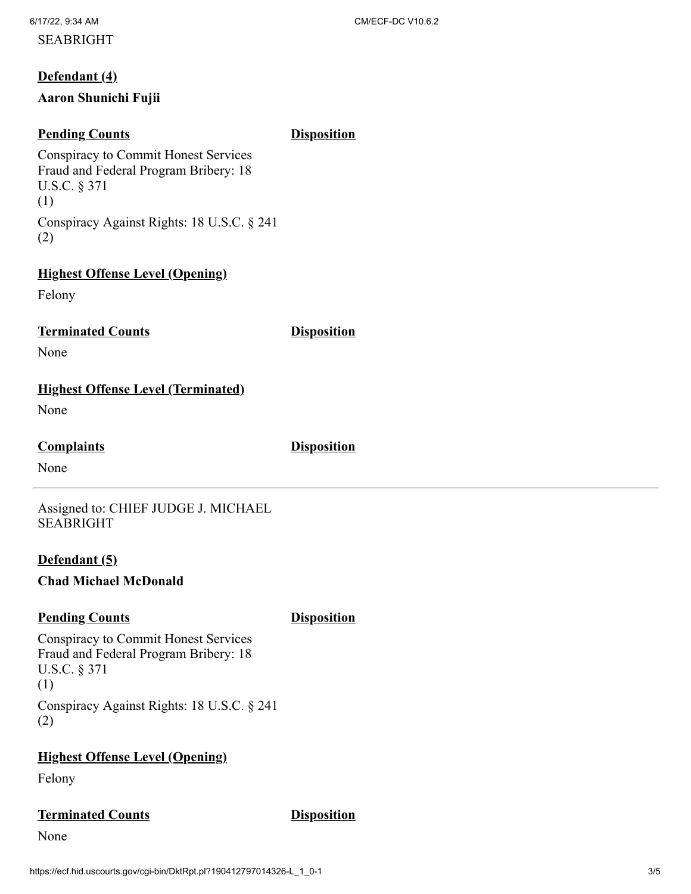SEABRIGHT

**Defendant (4)**

**Aaron Shunichi Fujii**

| **Pending Counts** | **Disposition** |
| --- | --- |
| Conspiracy to Commit Honest Services Fraud and Federal Program Bribery: 18 U.S.C. § 371 (1) | |
| Conspiracy Against Rights: 18 U.S.C. § 241 (2) | |

**Highest Offense Level (Opening)**

Felony

| **Terminated Counts** | **Disposition** |
| --- | --- |
| None | |

**Highest Offense Level (Terminated)**

None

| **Complaints** | **Disposition** |
| --- | --- |
| None | |

---

Assigned to: CHIEF JUDGE J. MICHAEL SEABRIGHT

**Defendant (5)**

**Chad Michael McDonald**

| **Pending Counts** | **Disposition** |
| --- | --- |
| Conspiracy to Commit Honest Services Fraud and Federal Program Bribery: 18 U.S.C. § 371 (1) | |
| Conspiracy Against Rights: 18 U.S.C. § 241 (2) | |

**Highest Offense Level (Opening)**

Felony

| **Terminated Counts** | **Disposition** |
| --- | --- |
| None | |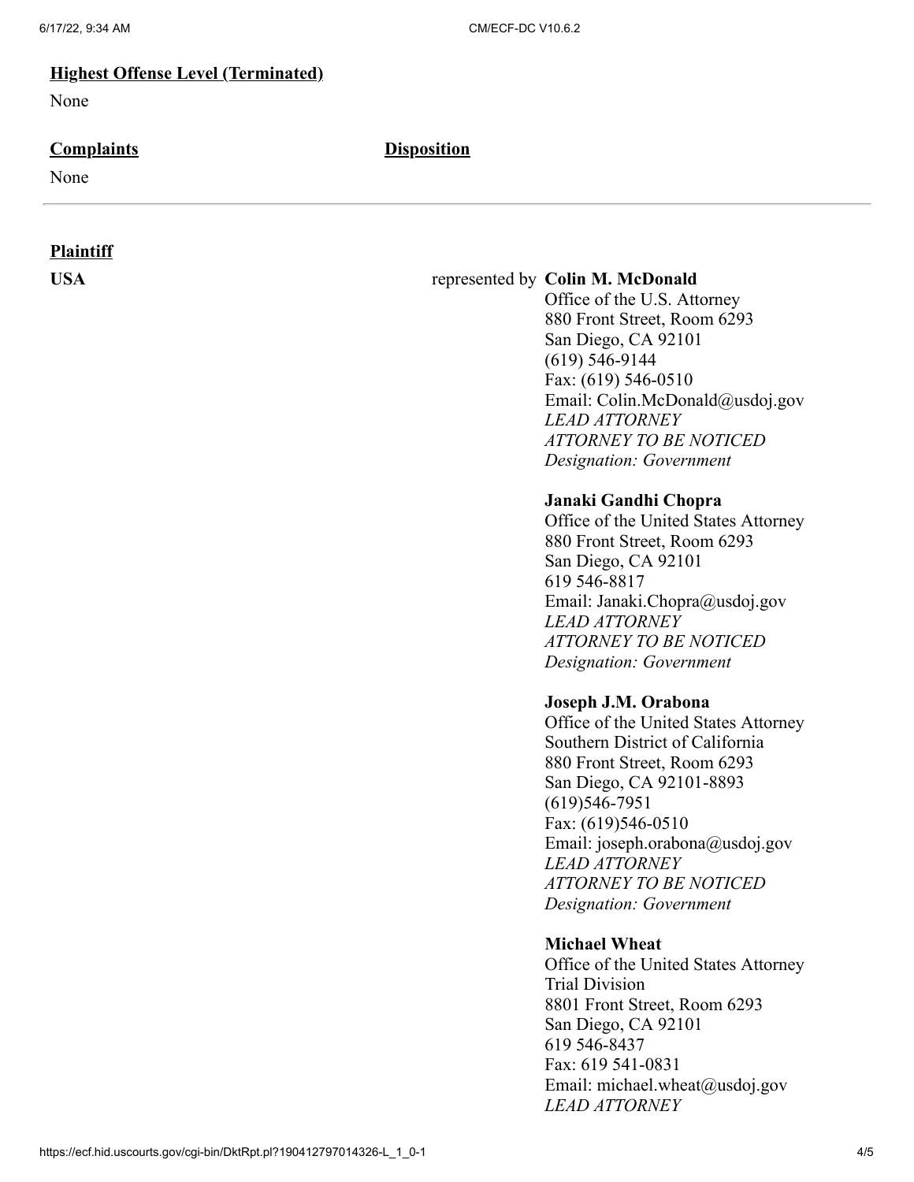**Highest Offense Level (Terminated)**

None

**Complaints** | **Disposition**

None

---

**Plaintiff**

**USA** represented by **Colin M. McDonald**
Office of the U.S. Attorney
880 Front Street, Room 6293
San Diego, CA 92101
(619) 546-9144
Fax: (619) 546-0510
Email: Colin.McDonald@usdoj.gov
*LEAD ATTORNEY*
*ATTORNEY TO BE NOTICED*
*Designation: Government*

**Janaki Gandhi Chopra**
Office of the United States Attorney
880 Front Street, Room 6293
San Diego, CA 92101
619 546-8817
Email: Janaki.Chopra@usdoj.gov
*LEAD ATTORNEY*
*ATTORNEY TO BE NOTICED*
*Designation: Government*

**Joseph J.M. Orabona**
Office of the United States Attorney
Southern District of California
880 Front Street, Room 6293
San Diego, CA 92101-8893
(619)546-7951
Fax: (619)546-0510
Email: joseph.orabona@usdoj.gov
*LEAD ATTORNEY*
*ATTORNEY TO BE NOTICED*
*Designation: Government*

**Michael Wheat**
Office of the United States Attorney
Trial Division
8801 Front Street, Room 6293
San Diego, CA 92101
619 546-8437
Fax: 619 541-0831
Email: michael.wheat@usdoj.gov
*LEAD ATTORNEY*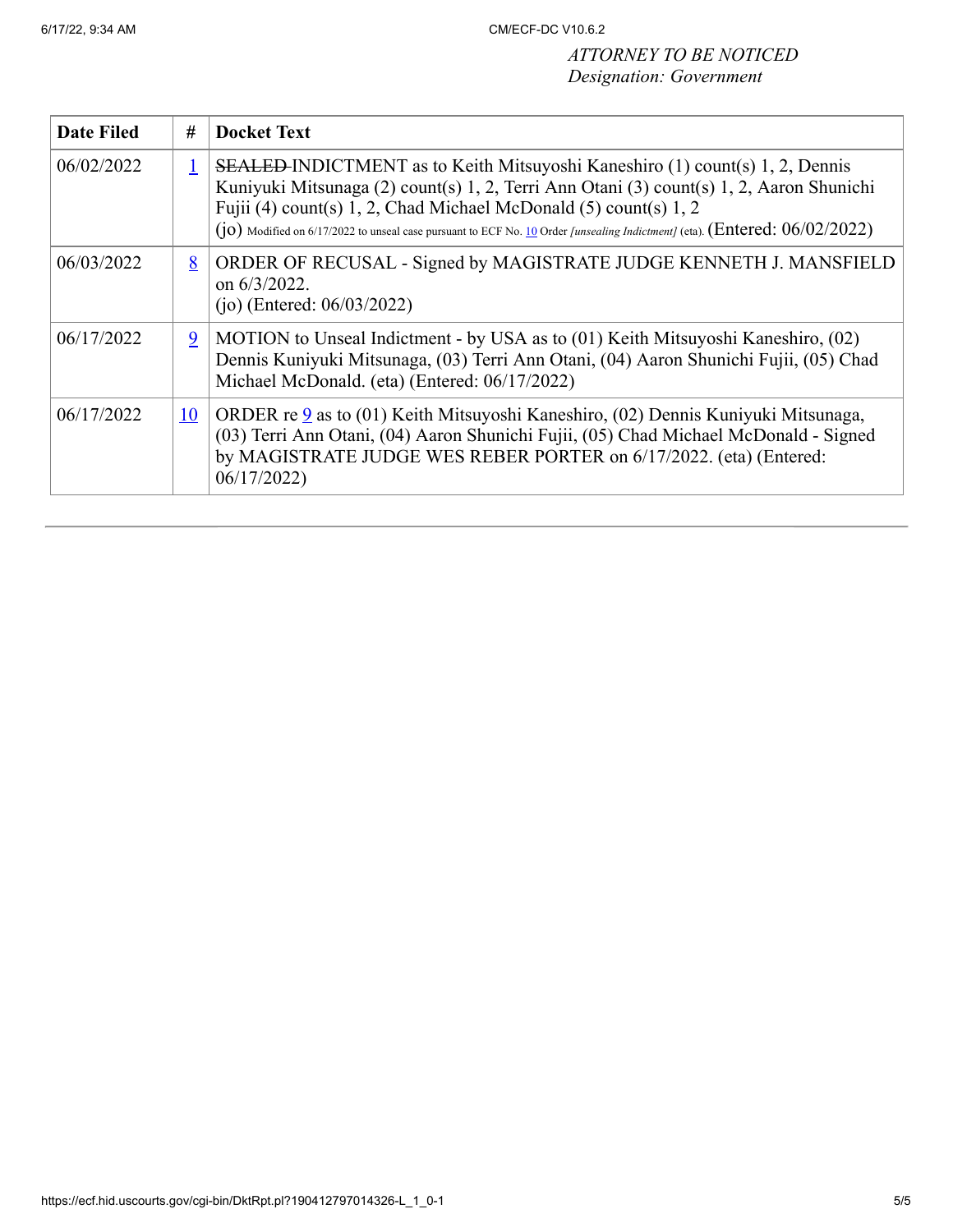*ATTORNEY TO BE NOTICED*
*Designation: Government*

| Date Filed | # | Docket Text |
|---|---|---|
| 06/02/2022 | 1 | ~~SEALED~~ INDICTMENT as to Keith Mitsuyoshi Kaneshiro (1) count(s) 1, 2, Dennis Kuniyuki Mitsunaga (2) count(s) 1, 2, Terri Ann Otani (3) count(s) 1, 2, Aaron Shunichi Fujii (4) count(s) 1, 2, Chad Michael McDonald (5) count(s) 1, 2 (jo) Modified on 6/17/2022 to unseal case pursuant to ECF No. 10 Order *[unsealing Indictment]* (eta). (Entered: 06/02/2022) |
| 06/03/2022 | 8 | ORDER OF RECUSAL - Signed by MAGISTRATE JUDGE KENNETH J. MANSFIELD on 6/3/2022. (jo) (Entered: 06/03/2022) |
| 06/17/2022 | 9 | MOTION to Unseal Indictment - by USA as to (01) Keith Mitsuyoshi Kaneshiro, (02) Dennis Kuniyuki Mitsunaga, (03) Terri Ann Otani, (04) Aaron Shunichi Fujii, (05) Chad Michael McDonald. (eta) (Entered: 06/17/2022) |
| 06/17/2022 | 10 | ORDER re 9 as to (01) Keith Mitsuyoshi Kaneshiro, (02) Dennis Kuniyuki Mitsunaga, (03) Terri Ann Otani, (04) Aaron Shunichi Fujii, (05) Chad Michael McDonald - Signed by MAGISTRATE JUDGE WES REBER PORTER on 6/17/2022. (eta) (Entered: 06/17/2022) |